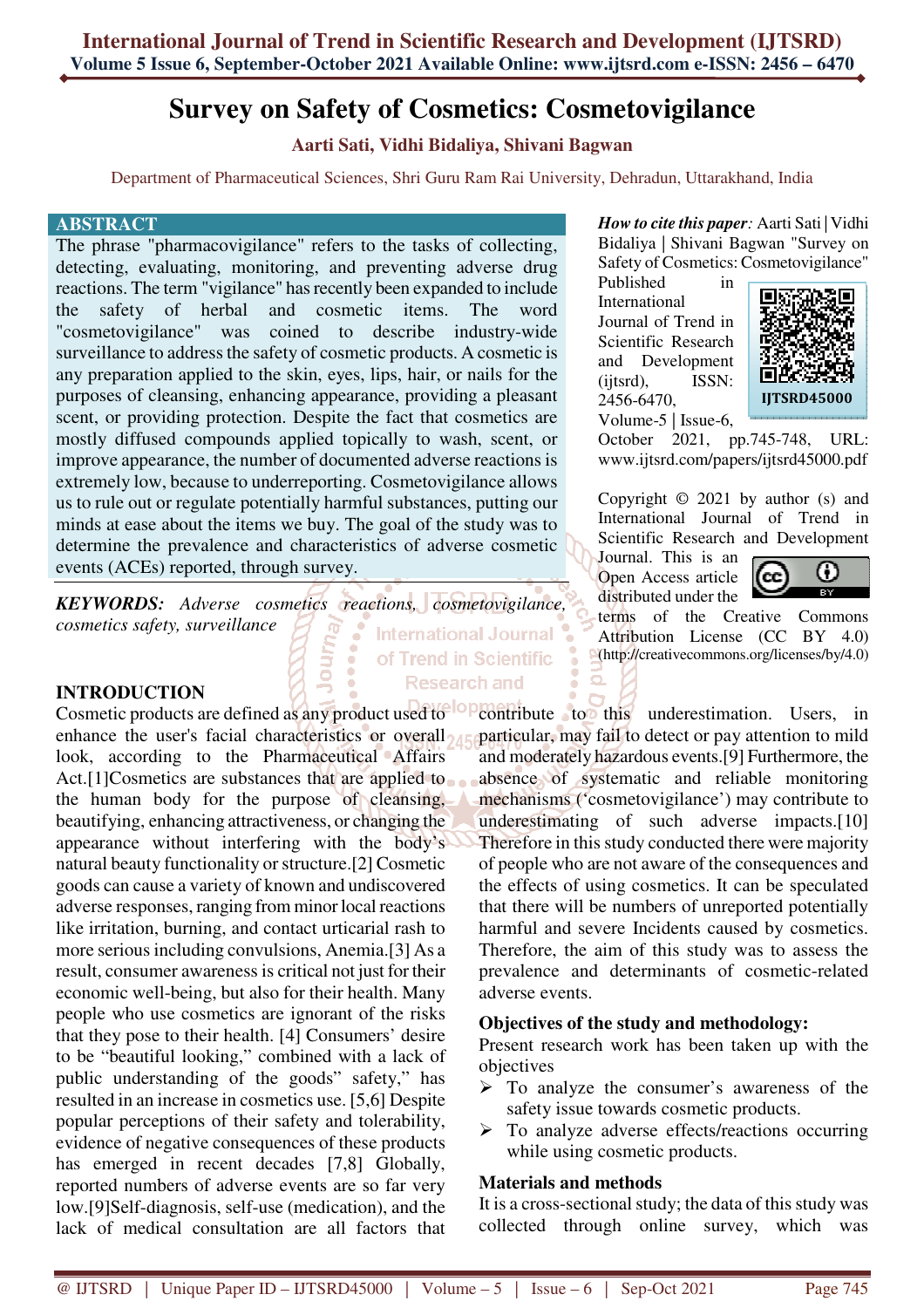# Survey on Safety of Cosmetics: Cosmetovigilance

**Aarti Sati, Vidhi Bidaliya, Shivani Bagwan**

Department of Pharmaceutical Sciences, Shri Guru Ram Rai University, Dehradun, Uttarakhand, India

## ABSTRACT

The phrase "pharmacovigilance" refers to the tasks of collecting, detecting, evaluating, monitoring, and preventing adverse drug reactions. The term "vigilance" has recently been expanded to include the safety of herbal and cosmetic items. The word "cosmetovigilance" was coined to describe industry-wide surveillance to address the safety of cosmetic products. A cosmetic is any preparation applied to the skin, eyes, lips, hair, or nails for the purposes of cleansing, enhancing appearance, providing a pleasant scent, or providing protection. Despite the fact that cosmetics are mostly diffused compounds applied topically to wash, scent, or improve appearance, the number of documented adverse reactions is extremely low, because to underreporting. Cosmetovigilance allows us to rule out or regulate potentially harmful substances, putting our minds at ease about the items we buy. The goal of the study was to determine the prevalence and characteristics of adverse cosmetic events (ACEs) reported, through survey.

***KEYWORDS:*** *Adverse cosmetics reactions, cosmetovigilance, cosmetics safety, surveillance*

***How to cite this paper:*** Aarti Sati | Vidhi Bidaliya | Shivani Bagwan "Survey on Safety of Cosmetics: Cosmetovigilance" Published in International Journal of Trend in Scientific Research and Development (ijtsrd), ISSN: 2456-6470, Volume-5 | Issue-6, October 2021, pp.745-748, URL: www.ijtsrd.com/papers/ijtsrd45000.pdf

IJTSRD45000

Copyright © 2021 by author (s) and International Journal of Trend in Scientific Research and Development Journal. This is an Open Access article distributed under the terms of the Creative Commons Attribution License (CC BY 4.0) (http://creativecommons.org/licenses/by/4.0)

## INTRODUCTION

Cosmetic products are defined as any product used to enhance the user's facial characteristics or overall look, according to the Pharmaceutical Affairs Act.[1]Cosmetics are substances that are applied to the human body for the purpose of cleansing, beautifying, enhancing attractiveness, or changing the appearance without interfering with the body's natural beauty functionality or structure.[2] Cosmetic goods can cause a variety of known and undiscovered adverse responses, ranging from minor local reactions like irritation, burning, and contact urticarial rash to more serious including convulsions, Anemia.[3] As a result, consumer awareness is critical not just for their economic well-being, but also for their health. Many people who use cosmetics are ignorant of the risks that they pose to their health. [4] Consumers' desire to be "beautiful looking," combined with a lack of public understanding of the goods" safety," has resulted in an increase in cosmetics use. [5,6] Despite popular perceptions of their safety and tolerability, evidence of negative consequences of these products has emerged in recent decades [7,8] Globally, reported numbers of adverse events are so far very low.[9]Self-diagnosis, self-use (medication), and the lack of medical consultation are all factors that contribute to this underestimation. Users, in particular, may fail to detect or pay attention to mild and moderately hazardous events.[9] Furthermore, the absence of systematic and reliable monitoring mechanisms ('cosmetovigilance') may contribute to underestimating of such adverse impacts.[10] Therefore in this study conducted there were majority of people who are not aware of the consequences and the effects of using cosmetics. It can be speculated that there will be numbers of unreported potentially harmful and severe Incidents caused by cosmetics. Therefore, the aim of this study was to assess the prevalence and determinants of cosmetic-related adverse events.

### Objectives of the study and methodology:

Present research work has been taken up with the objectives

- To analyze the consumer's awareness of the safety issue towards cosmetic products.
- To analyze adverse effects/reactions occurring while using cosmetic products.

### Materials and methods

It is a cross-sectional study; the data of this study was collected through online survey, which was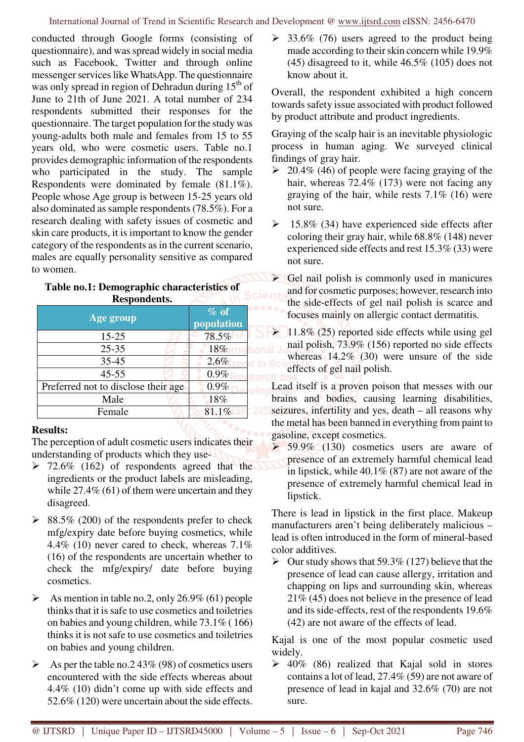conducted through Google forms (consisting of questionnaire), and was spread widely in social media such as Facebook, Twitter and through online messenger services like WhatsApp. The questionnaire was only spread in region of Dehradun during 15th of June to 21th of June 2021. A total number of 234 respondents submitted their responses for the questionnaire. The target population for the study was young-adults both male and females from 15 to 55 years old, who were cosmetic users. Table no.1 provides demographic information of the respondents who participated in the study. The sample Respondents were dominated by female (81.1%). People whose Age group is between 15-25 years old also dominated as sample respondents (78.5%). For a research dealing with safety issues of cosmetic and skin care products, it is important to know the gender category of the respondents as in the current scenario, males are equally personality sensitive as compared to women.

**Table no.1: Demographic characteristics of Respondents.**

| Age group | % of population |
|---|---|
| 15-25 | 78.5% |
| 25-35 | 18% |
| 35-45 | 2.6% |
| 45-55 | 0.9% |
| Preferred not to disclose their age | 0.9% |
| Male | 18% |
| Female | 81.1% |

**Results:**

The perception of adult cosmetic users indicates their understanding of products which they use-

- 72.6% (162) of respondents agreed that the ingredients or the product labels are misleading, while 27.4% (61) of them were uncertain and they disagreed.
- 88.5% (200) of the respondents prefer to check mfg/expiry date before buying cosmetics, while 4.4% (10) never cared to check, whereas 7.1% (16) of the respondents are uncertain whether to check the mfg/expiry/ date before buying cosmetics.
- As mention in table no.2, only 26.9% (61) people thinks that it is safe to use cosmetics and toiletries on babies and young children, while 73.1% ( 166) thinks it is not safe to use cosmetics and toiletries on babies and young children.
- As per the table no.2 43% (98) of cosmetics users encountered with the side effects whereas about 4.4% (10) didn't come up with side effects and 52.6% (120) were uncertain about the side effects.
- 33.6% (76) users agreed to the product being made according to their skin concern while 19.9% (45) disagreed to it, while 46.5% (105) does not know about it.

Overall, the respondent exhibited a high concern towards safety issue associated with product followed by product attribute and product ingredients.

Graying of the scalp hair is an inevitable physiologic process in human aging. We surveyed clinical findings of gray hair.

- 20.4% (46) of people were facing graying of the hair, whereas 72.4% (173) were not facing any graying of the hair, while rests 7.1% (16) were not sure.
- 15.8% (34) have experienced side effects after coloring their gray hair, while 68.8% (148) never experienced side effects and rest 15.3% (33) were not sure.
- Gel nail polish is commonly used in manicures and for cosmetic purposes; however, research into the side-effects of gel nail polish is scarce and focuses mainly on allergic contact dermatitis.
- 11.8% (25) reported side effects while using gel nail polish, 73.9% (156) reported no side effects whereas 14.2% (30) were unsure of the side effects of gel nail polish.

Lead itself is a proven poison that messes with our brains and bodies, causing learning disabilities, seizures, infertility and yes, death – all reasons why the metal has been banned in everything from paint to gasoline, except cosmetics.

- 59.9% (130) cosmetics users are aware of presence of an extremely harmful chemical lead in lipstick, while 40.1% (87) are not aware of the presence of extremely harmful chemical lead in lipstick.

There is lead in lipstick in the first place. Makeup manufacturers aren't being deliberately malicious – lead is often introduced in the form of mineral-based color additives.

- Our study shows that 59.3% (127) believe that the presence of lead can cause allergy, irritation and chapping on lips and surrounding skin, whereas 21% (45) does not believe in the presence of lead and its side-effects, rest of the respondents 19.6% (42) are not aware of the effects of lead.

Kajal is one of the most popular cosmetic used widely.

- 40% (86) realized that Kajal sold in stores contains a lot of lead, 27.4% (59) are not aware of presence of lead in kajal and 32.6% (70) are not sure.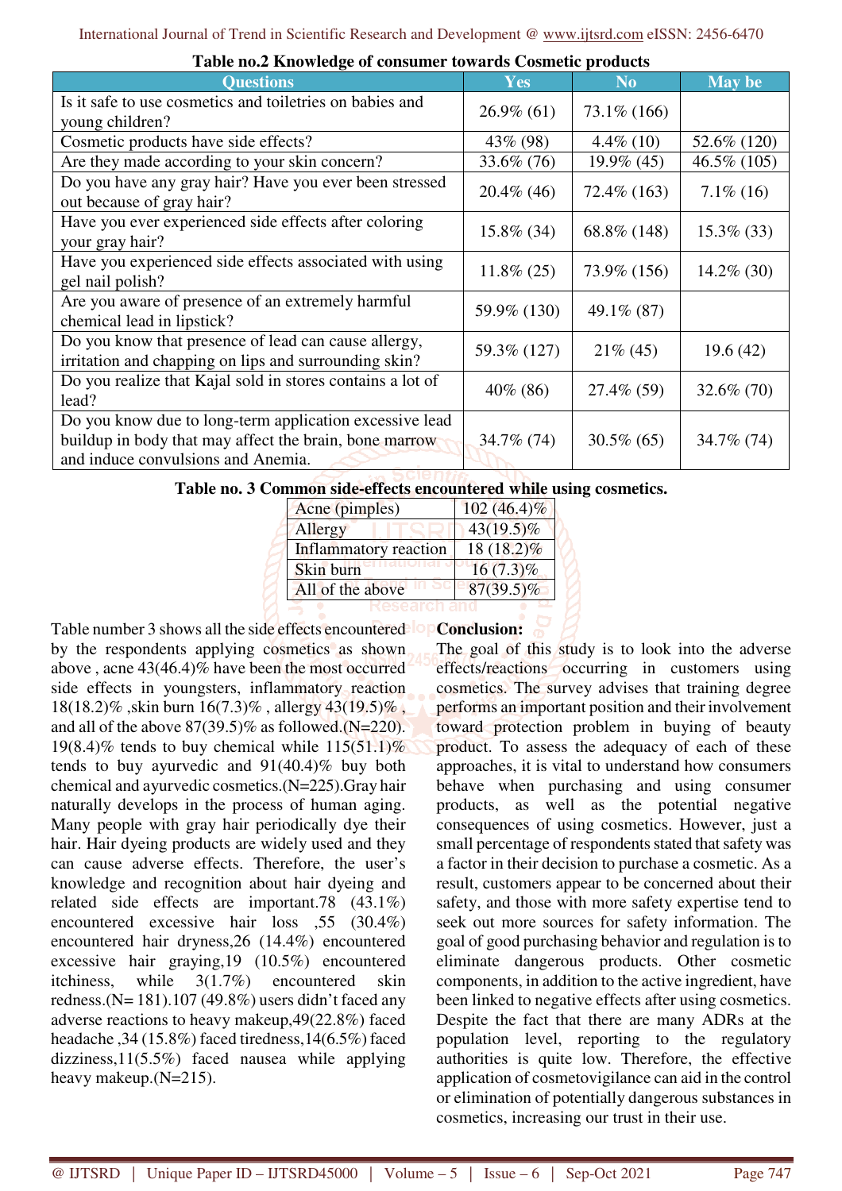**Table no.2 Knowledge of consumer towards Cosmetic products**

| Questions | Yes | No | May be |
|---|---|---|---|
| Is it safe to use cosmetics and toiletries on babies and young children? | 26.9% (61) | 73.1% (166) | |
| Cosmetic products have side effects? | 43% (98) | 4.4% (10) | 52.6% (120) |
| Are they made according to your skin concern? | 33.6% (76) | 19.9% (45) | 46.5% (105) |
| Do you have any gray hair? Have you ever been stressed out because of gray hair? | 20.4% (46) | 72.4% (163) | 7.1% (16) |
| Have you ever experienced side effects after coloring your gray hair? | 15.8% (34) | 68.8% (148) | 15.3% (33) |
| Have you experienced side effects associated with using gel nail polish? | 11.8% (25) | 73.9% (156) | 14.2% (30) |
| Are you aware of presence of an extremely harmful chemical lead in lipstick? | 59.9% (130) | 49.1% (87) | |
| Do you know that presence of lead can cause allergy, irritation and chapping on lips and surrounding skin? | 59.3% (127) | 21% (45) | 19.6 (42) |
| Do you realize that Kajal sold in stores contains a lot of lead? | 40% (86) | 27.4% (59) | 32.6% (70) |
| Do you know due to long-term application excessive lead buildup in body that may affect the brain, bone marrow and induce convulsions and Anemia. | 34.7% (74) | 30.5% (65) | 34.7% (74) |

**Table no. 3 Common side-effects encountered while using cosmetics.**

| | |
|---|---|
| Acne (pimples) | 102 (46.4)% |
| Allergy | 43(19.5)% |
| Inflammatory reaction | 18 (18.2)% |
| Skin burn | 16 (7.3)% |
| All of the above | 87(39.5)% |

Table number 3 shows all the side effects encountered by the respondents applying cosmetics as shown above , acne 43(46.4)% have been the most occurred side effects in youngsters, inflammatory reaction 18(18.2)% ,skin burn 16(7.3)% , allergy 43(19.5)% , and all of the above 87(39.5)% as followed.(N=220). 19(8.4)% tends to buy chemical while 115(51.1)% tends to buy ayurvedic and 91(40.4)% buy both chemical and ayurvedic cosmetics.(N=225).Gray hair naturally develops in the process of human aging. Many people with gray hair periodically dye their hair. Hair dyeing products are widely used and they can cause adverse effects. Therefore, the user's knowledge and recognition about hair dyeing and related side effects are important.78 (43.1%) encountered excessive hair loss ,55 (30.4%) encountered hair dryness,26 (14.4%) encountered excessive hair graying,19 (10.5%) encountered itchiness, while 3(1.7%) encountered skin redness.(N= 181).107 (49.8%) users didn't faced any adverse reactions to heavy makeup,49(22.8%) faced headache ,34 (15.8%) faced tiredness,14(6.5%) faced dizziness,11(5.5%) faced nausea while applying heavy makeup.(N=215).

## Conclusion:

The goal of this study is to look into the adverse effects/reactions occurring in customers using cosmetics. The survey advises that training degree performs an important position and their involvement toward protection problem in buying of beauty product. To assess the adequacy of each of these approaches, it is vital to understand how consumers behave when purchasing and using consumer products, as well as the potential negative consequences of using cosmetics. However, just a small percentage of respondents stated that safety was a factor in their decision to purchase a cosmetic. As a result, customers appear to be concerned about their safety, and those with more safety expertise tend to seek out more sources for safety information. The goal of good purchasing behavior and regulation is to eliminate dangerous products. Other cosmetic components, in addition to the active ingredient, have been linked to negative effects after using cosmetics. Despite the fact that there are many ADRs at the population level, reporting to the regulatory authorities is quite low. Therefore, the effective application of cosmetovigilance can aid in the control or elimination of potentially dangerous substances in cosmetics, increasing our trust in their use.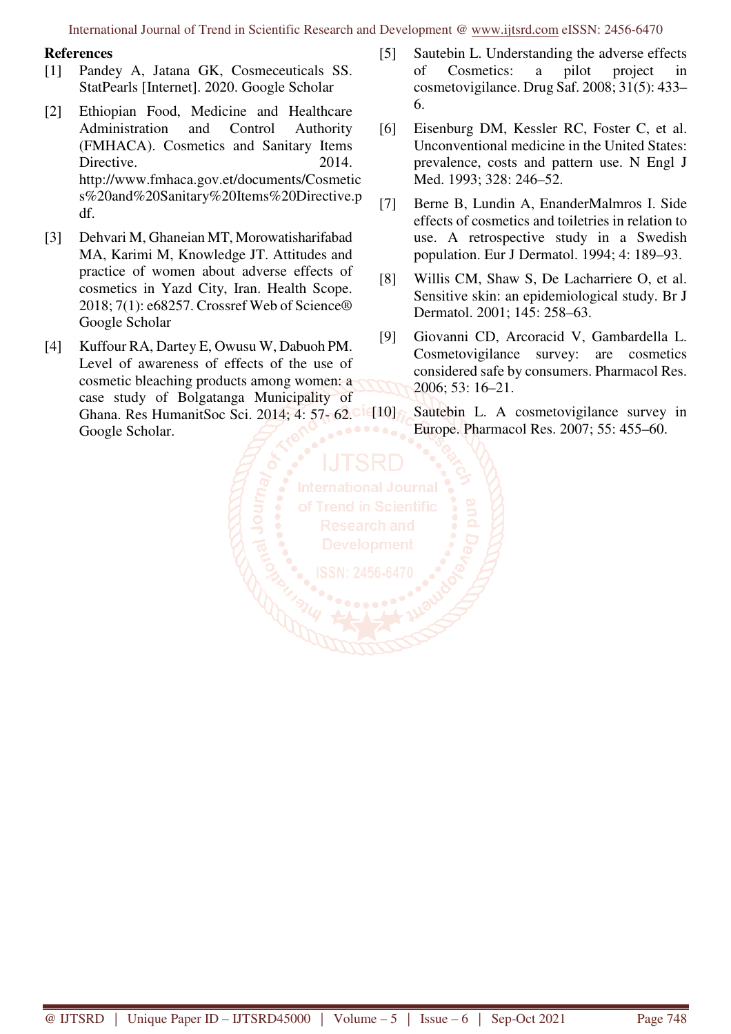## References

[1] Pandey A, Jatana GK, Cosmeceuticals SS. StatPearls [Internet]. 2020. Google Scholar

[2] Ethiopian Food, Medicine and Healthcare Administration and Control Authority (FMHACA). Cosmetics and Sanitary Items Directive. 2014. http://www.fmhaca.gov.et/documents/Cosmetics%20and%20Sanitary%20Items%20Directive.pdf.

[3] Dehvari M, Ghaneian MT, Morowatisharifabad MA, Karimi M, Knowledge JT. Attitudes and practice of women about adverse effects of cosmetics in Yazd City, Iran. Health Scope. 2018; 7(1): e68257. Crossref Web of Science® Google Scholar

[4] Kuffour RA, Dartey E, Owusu W, Dabuoh PM. Level of awareness of effects of the use of cosmetic bleaching products among women: a case study of Bolgatanga Municipality of Ghana. Res HumanitSoc Sci. 2014; 4: 57- 62. Google Scholar.

[5] Sautebin L. Understanding the adverse effects of Cosmetics: a pilot project in cosmetovigilance. Drug Saf. 2008; 31(5): 433–6.

[6] Eisenburg DM, Kessler RC, Foster C, et al. Unconventional medicine in the United States: prevalence, costs and pattern use. N Engl J Med. 1993; 328: 246–52.

[7] Berne B, Lundin A, EnanderMalmros I. Side effects of cosmetics and toiletries in relation to use. A retrospective study in a Swedish population. Eur J Dermatol. 1994; 4: 189–93.

[8] Willis CM, Shaw S, De Lacharriere O, et al. Sensitive skin: an epidemiological study. Br J Dermatol. 2001; 145: 258–63.

[9] Giovanni CD, Arcoracid V, Gambardella L. Cosmetovigilance survey: are cosmetics considered safe by consumers. Pharmacol Res. 2006; 53: 16–21.

[10] Sautebin L. A cosmetovigilance survey in Europe. Pharmacol Res. 2007; 55: 455–60.